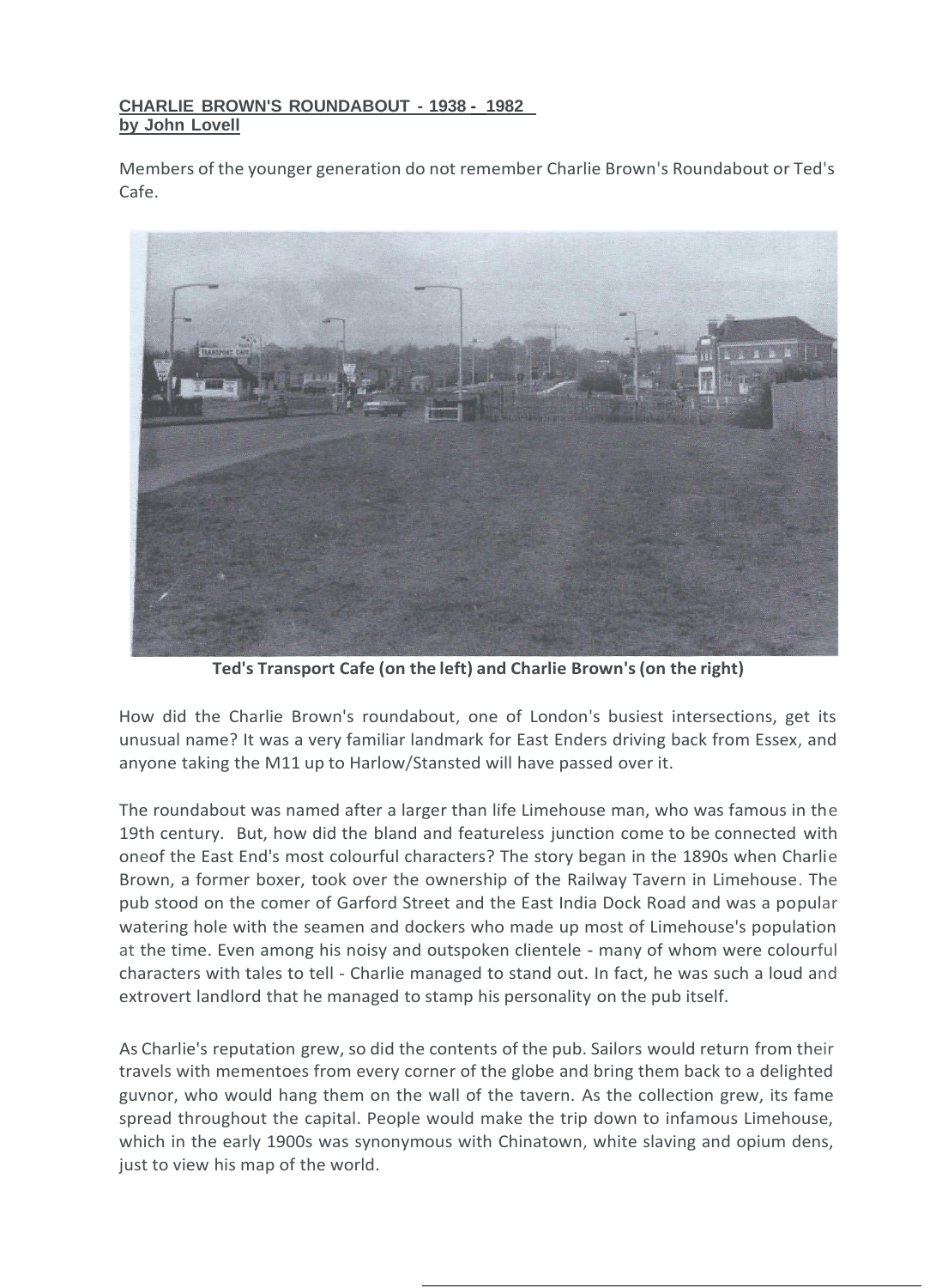**CHARLIE BROWN'S ROUNDABOUT - 1938 - 1982**
**by John Lovell**

Members of the younger generation do not remember Charlie Brown's Roundabout or Ted's Cafe.

**Ted's Transport Cafe (on the left) and Charlie Brown's (on the right)**

How did the Charlie Brown's roundabout, one of London's busiest intersections, get its unusual name? It was a very familiar landmark for East Enders driving back from Essex, and anyone taking the M11 up to Harlow/Stansted will have passed over it.

The roundabout was named after a larger than life Limehouse man, who was famous in the 19th century. But, how did the bland and featureless junction come to be connected with oneof the East End's most colourful characters? The story began in the 1890s when Charlie Brown, a former boxer, took over the ownership of the Railway Tavern in Limehouse. The pub stood on the comer of Garford Street and the East India Dock Road and was a popular watering hole with the seamen and dockers who made up most of Limehouse's population at the time. Even among his noisy and outspoken clientele - many of whom were colourful characters with tales to tell - Charlie managed to stand out. In fact, he was such a loud and extrovert landlord that he managed to stamp his personality on the pub itself.

As Charlie's reputation grew, so did the contents of the pub. Sailors would return from their travels with mementoes from every corner of the globe and bring them back to a delighted guvnor, who would hang them on the wall of the tavern. As the collection grew, its fame spread throughout the capital. People would make the trip down to infamous Limehouse, which in the early 1900s was synonymous with Chinatown, white slaving and opium dens, just to view his map of the world.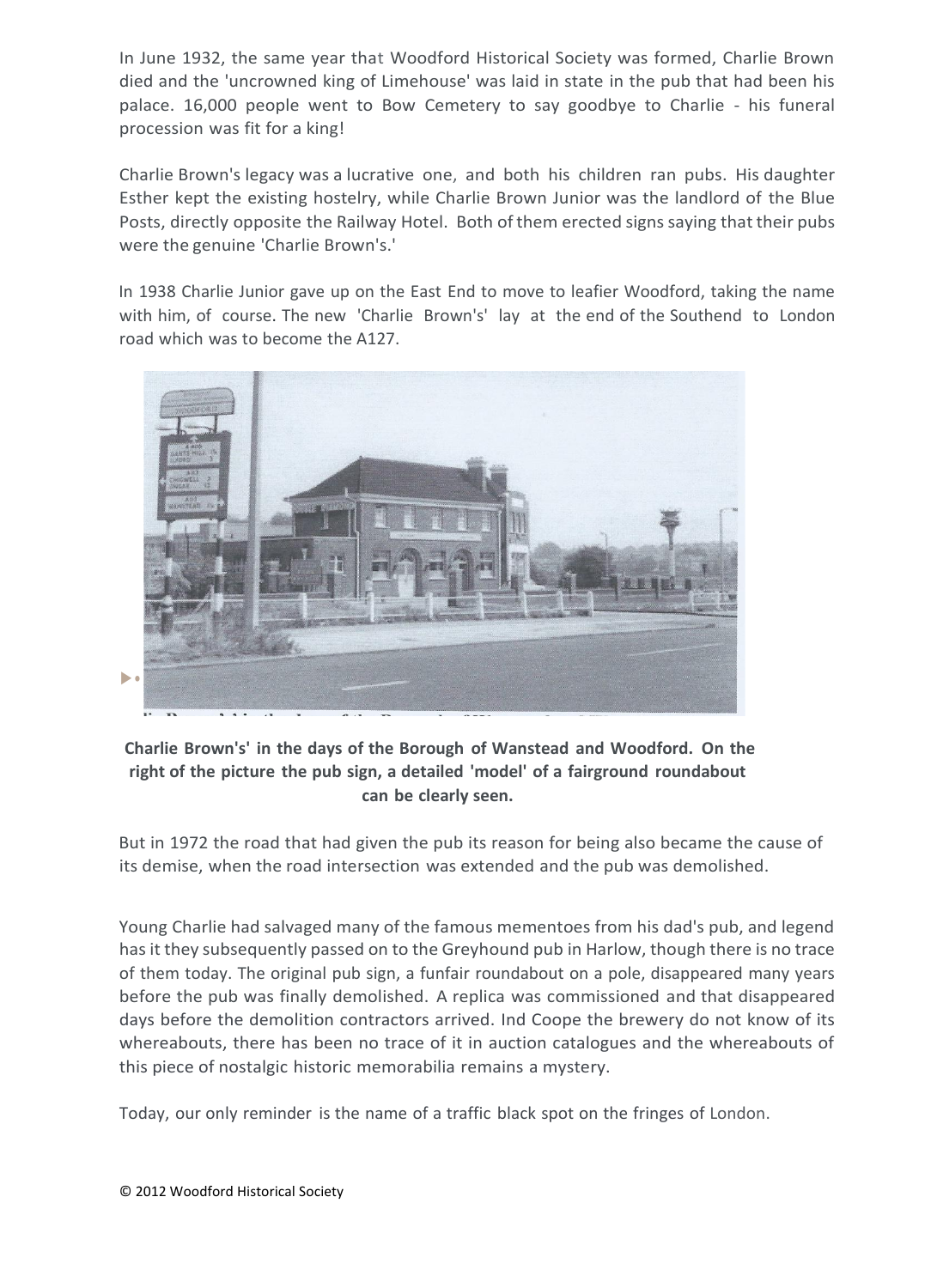In June 1932, the same year that Woodford Historical Society was formed, Charlie Brown died and the 'uncrowned king of Limehouse' was laid in state in the pub that had been his palace. 16,000 people went to Bow Cemetery to say goodbye to Charlie - his funeral procession was fit for a king!

Charlie Brown's legacy was a lucrative one, and both his children ran pubs. His daughter Esther kept the existing hostelry, while Charlie Brown Junior was the landlord of the Blue Posts, directly opposite the Railway Hotel. Both of them erected signs saying that their pubs were the genuine 'Charlie Brown's.'

In 1938 Charlie Junior gave up on the East End to move to leafier Woodford, taking the name with him, of course. The new 'Charlie Brown's' lay at the end of the Southend to London road which was to become the A127.

**Charlie Brown's' in the days of the Borough of Wanstead and Woodford. On the right of the picture the pub sign, a detailed 'model' of a fairground roundabout can be clearly seen.**

But in 1972 the road that had given the pub its reason for being also became the cause of its demise, when the road intersection was extended and the pub was demolished.

Young Charlie had salvaged many of the famous mementoes from his dad's pub, and legend has it they subsequently passed on to the Greyhound pub in Harlow, though there is no trace of them today. The original pub sign, a funfair roundabout on a pole, disappeared many years before the pub was finally demolished. A replica was commissioned and that disappeared days before the demolition contractors arrived. Ind Coope the brewery do not know of its whereabouts, there has been no trace of it in auction catalogues and the whereabouts of this piece of nostalgic historic memorabilia remains a mystery.

Today, our only reminder is the name of a traffic black spot on the fringes of London.

© 2012 Woodford Historical Society